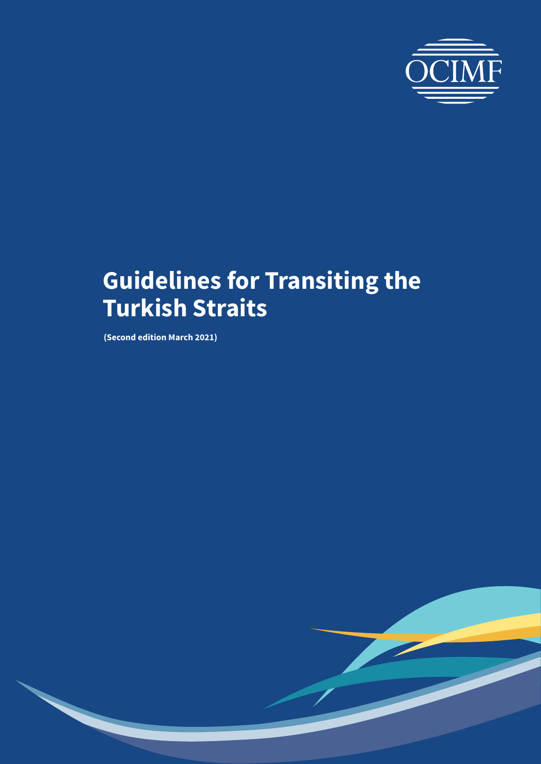OCIMF

# Guidelines for Transiting the Turkish Straits

**(Second edition March 2021)**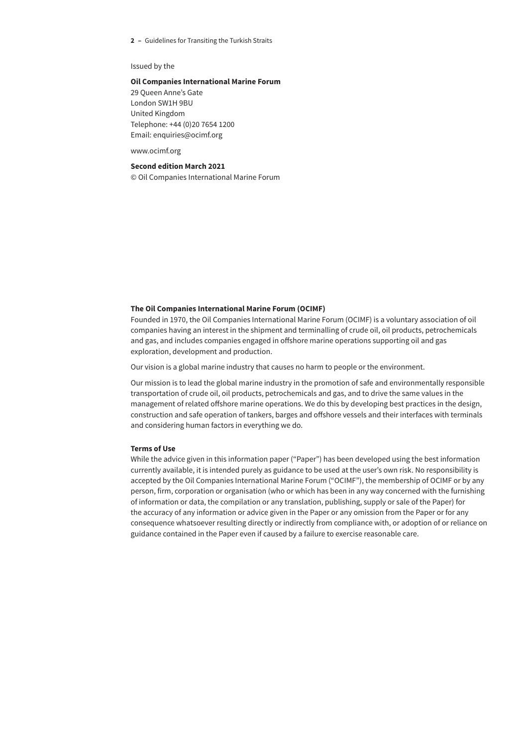Issued by the

**Oil Companies International Marine Forum**
29 Queen Anne's Gate
London SW1H 9BU
United Kingdom
Telephone: +44 (0)20 7654 1200
Email: enquiries@ocimf.org

www.ocimf.org

**Second edition March 2021**
© Oil Companies International Marine Forum

**The Oil Companies International Marine Forum (OCIMF)**
Founded in 1970, the Oil Companies International Marine Forum (OCIMF) is a voluntary association of oil companies having an interest in the shipment and terminalling of crude oil, oil products, petrochemicals and gas, and includes companies engaged in offshore marine operations supporting oil and gas exploration, development and production.

Our vision is a global marine industry that causes no harm to people or the environment.

Our mission is to lead the global marine industry in the promotion of safe and environmentally responsible transportation of crude oil, oil products, petrochemicals and gas, and to drive the same values in the management of related offshore marine operations. We do this by developing best practices in the design, construction and safe operation of tankers, barges and offshore vessels and their interfaces with terminals and considering human factors in everything we do.

**Terms of Use**
While the advice given in this information paper ("Paper") has been developed using the best information currently available, it is intended purely as guidance to be used at the user's own risk. No responsibility is accepted by the Oil Companies International Marine Forum ("OCIMF"), the membership of OCIMF or by any person, firm, corporation or organisation (who or which has been in any way concerned with the furnishing of information or data, the compilation or any translation, publishing, supply or sale of the Paper) for the accuracy of any information or advice given in the Paper or any omission from the Paper or for any consequence whatsoever resulting directly or indirectly from compliance with, or adoption of or reliance on guidance contained in the Paper even if caused by a failure to exercise reasonable care.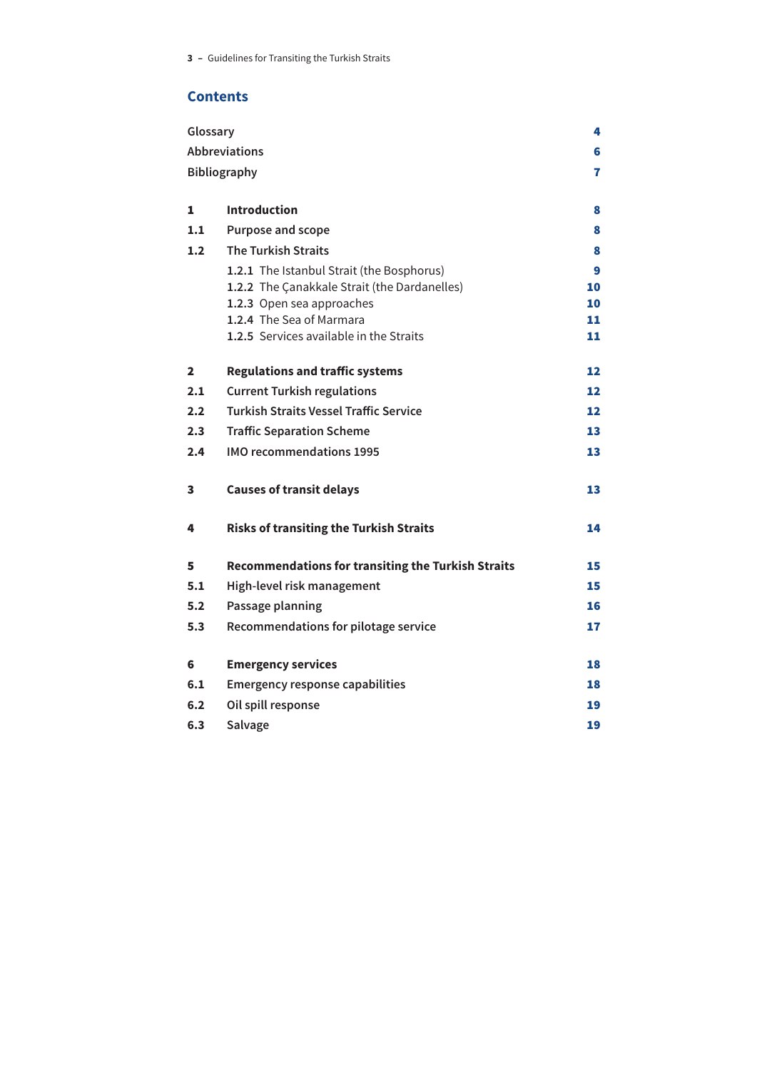## Contents

| | | |
|---|---|---|
| Glossary | | 4 |
| Abbreviations | | 6 |
| Bibliography | | 7 |
| **1** | **Introduction** | **8** |
| 1.1 | Purpose and scope | 8 |
| 1.2 | The Turkish Straits | 8 |
| | 1.2.1 The Istanbul Strait (the Bosphorus) | 9 |
| | 1.2.2 The Çanakkale Strait (the Dardanelles) | 10 |
| | 1.2.3 Open sea approaches | 10 |
| | 1.2.4 The Sea of Marmara | 11 |
| | 1.2.5 Services available in the Straits | 11 |
| **2** | **Regulations and traffic systems** | **12** |
| 2.1 | Current Turkish regulations | 12 |
| 2.2 | Turkish Straits Vessel Traffic Service | 12 |
| 2.3 | Traffic Separation Scheme | 13 |
| 2.4 | IMO recommendations 1995 | 13 |
| **3** | **Causes of transit delays** | **13** |
| **4** | **Risks of transiting the Turkish Straits** | **14** |
| **5** | **Recommendations for transiting the Turkish Straits** | **15** |
| 5.1 | High-level risk management | 15 |
| 5.2 | Passage planning | 16 |
| 5.3 | Recommendations for pilotage service | 17 |
| **6** | **Emergency services** | **18** |
| 6.1 | Emergency response capabilities | 18 |
| 6.2 | Oil spill response | 19 |
| 6.3 | Salvage | 19 |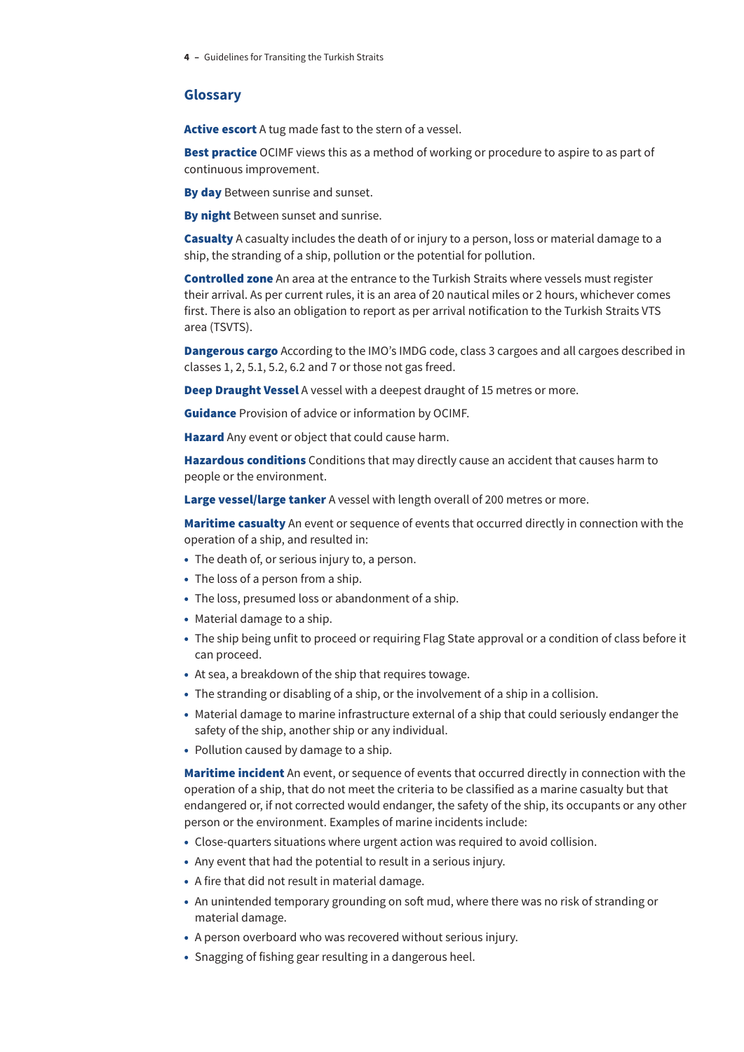## Glossary

**Active escort** A tug made fast to the stern of a vessel.

**Best practice** OCIMF views this as a method of working or procedure to aspire to as part of continuous improvement.

**By day** Between sunrise and sunset.

**By night** Between sunset and sunrise.

**Casualty** A casualty includes the death of or injury to a person, loss or material damage to a ship, the stranding of a ship, pollution or the potential for pollution.

**Controlled zone** An area at the entrance to the Turkish Straits where vessels must register their arrival. As per current rules, it is an area of 20 nautical miles or 2 hours, whichever comes first. There is also an obligation to report as per arrival notification to the Turkish Straits VTS area (TSVTS).

**Dangerous cargo** According to the IMO's IMDG code, class 3 cargoes and all cargoes described in classes 1, 2, 5.1, 5.2, 6.2 and 7 or those not gas freed.

**Deep Draught Vessel** A vessel with a deepest draught of 15 metres or more.

**Guidance** Provision of advice or information by OCIMF.

**Hazard** Any event or object that could cause harm.

**Hazardous conditions** Conditions that may directly cause an accident that causes harm to people or the environment.

**Large vessel/large tanker** A vessel with length overall of 200 metres or more.

**Maritime casualty** An event or sequence of events that occurred directly in connection with the operation of a ship, and resulted in:

- The death of, or serious injury to, a person.
- The loss of a person from a ship.
- The loss, presumed loss or abandonment of a ship.
- Material damage to a ship.
- The ship being unfit to proceed or requiring Flag State approval or a condition of class before it can proceed.
- At sea, a breakdown of the ship that requires towage.
- The stranding or disabling of a ship, or the involvement of a ship in a collision.
- Material damage to marine infrastructure external of a ship that could seriously endanger the safety of the ship, another ship or any individual.
- Pollution caused by damage to a ship.

**Maritime incident** An event, or sequence of events that occurred directly in connection with the operation of a ship, that do not meet the criteria to be classified as a marine casualty but that endangered or, if not corrected would endanger, the safety of the ship, its occupants or any other person or the environment. Examples of marine incidents include:

- Close-quarters situations where urgent action was required to avoid collision.
- Any event that had the potential to result in a serious injury.
- A fire that did not result in material damage.
- An unintended temporary grounding on soft mud, where there was no risk of stranding or material damage.
- A person overboard who was recovered without serious injury.
- Snagging of fishing gear resulting in a dangerous heel.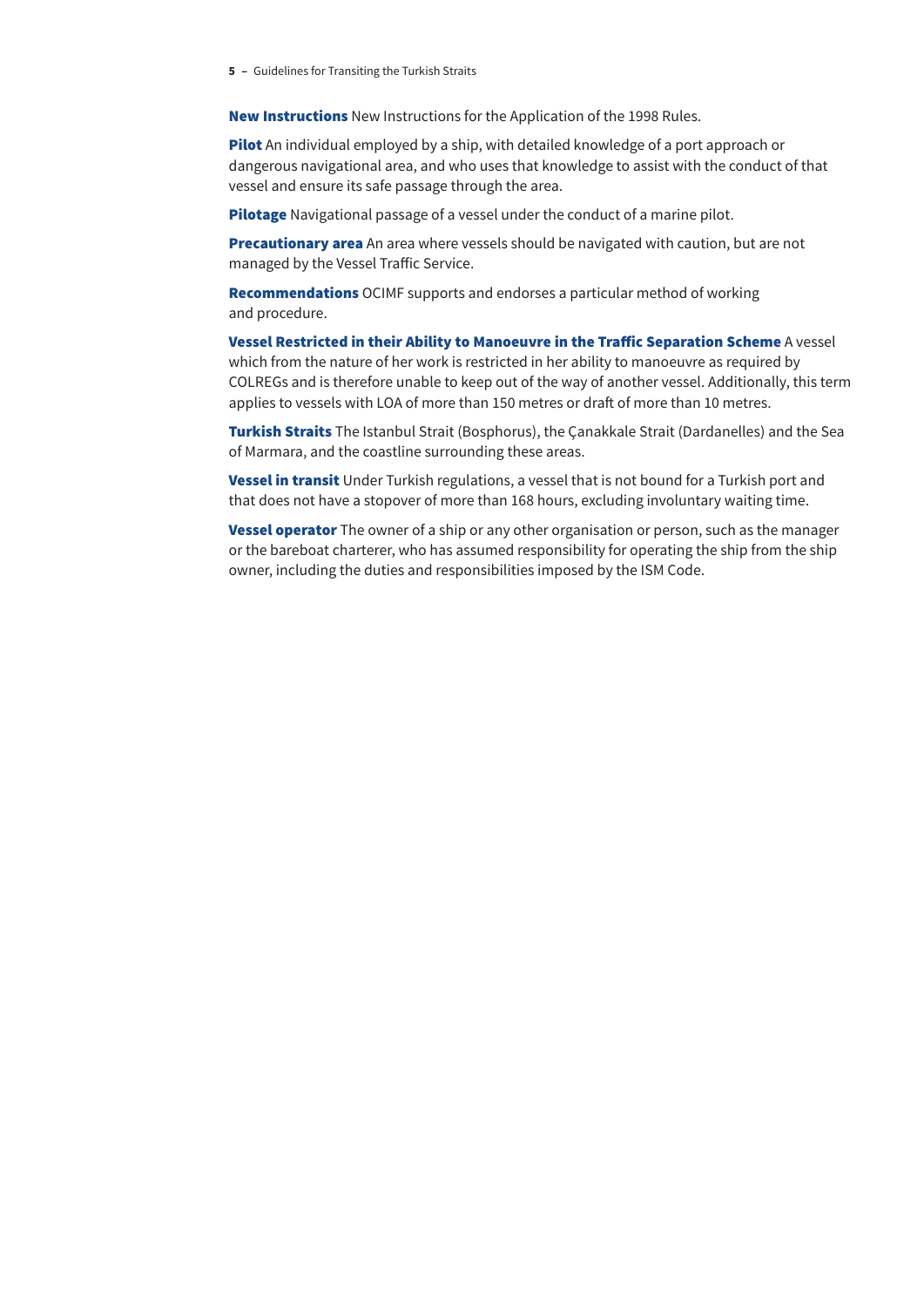**New Instructions** New Instructions for the Application of the 1998 Rules.

**Pilot** An individual employed by a ship, with detailed knowledge of a port approach or dangerous navigational area, and who uses that knowledge to assist with the conduct of that vessel and ensure its safe passage through the area.

**Pilotage** Navigational passage of a vessel under the conduct of a marine pilot.

**Precautionary area** An area where vessels should be navigated with caution, but are not managed by the Vessel Traffic Service.

**Recommendations** OCIMF supports and endorses a particular method of working and procedure.

**Vessel Restricted in their Ability to Manoeuvre in the Traffic Separation Scheme** A vessel which from the nature of her work is restricted in her ability to manoeuvre as required by COLREGs and is therefore unable to keep out of the way of another vessel. Additionally, this term applies to vessels with LOA of more than 150 metres or draft of more than 10 metres.

**Turkish Straits** The Istanbul Strait (Bosphorus), the Çanakkale Strait (Dardanelles) and the Sea of Marmara, and the coastline surrounding these areas.

**Vessel in transit** Under Turkish regulations, a vessel that is not bound for a Turkish port and that does not have a stopover of more than 168 hours, excluding involuntary waiting time.

**Vessel operator** The owner of a ship or any other organisation or person, such as the manager or the bareboat charterer, who has assumed responsibility for operating the ship from the ship owner, including the duties and responsibilities imposed by the ISM Code.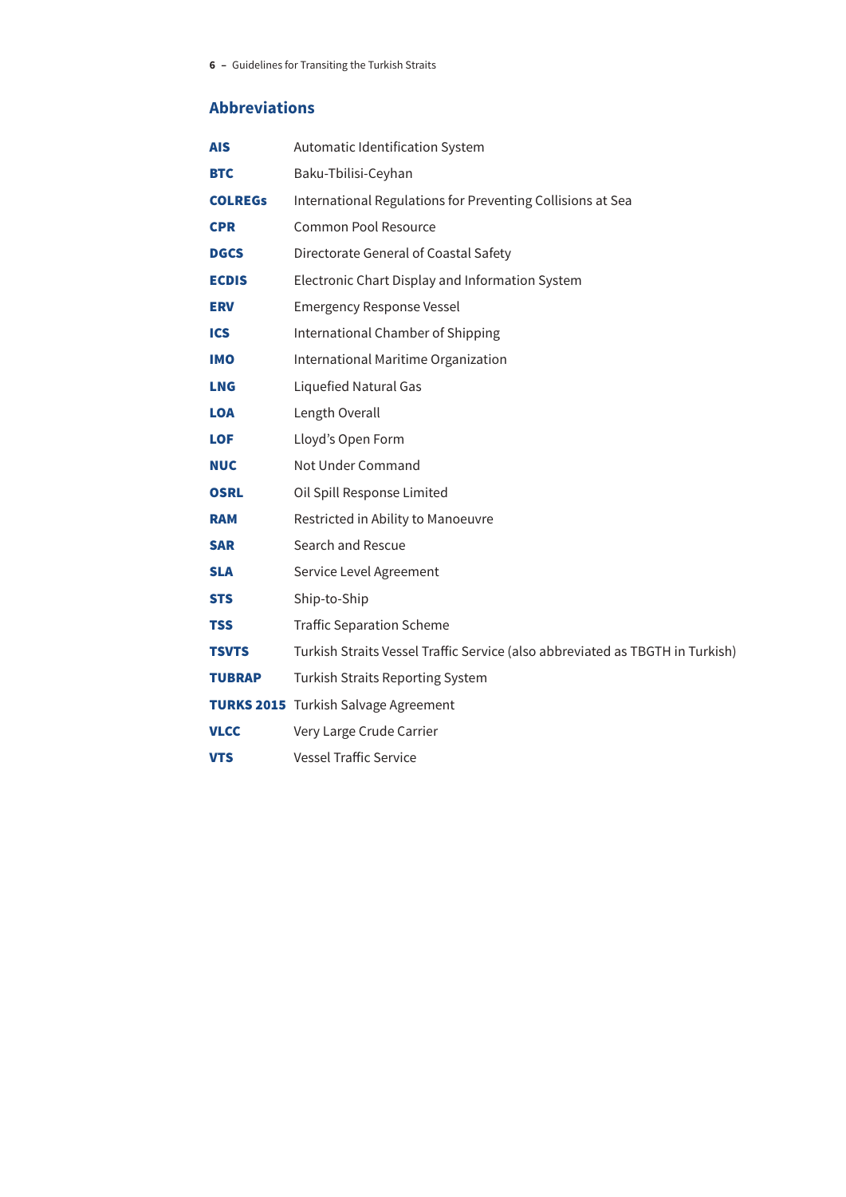## Abbreviations

| | |
|---|---|
| **AIS** | Automatic Identification System |
| **BTC** | Baku-Tbilisi-Ceyhan |
| **COLREGs** | International Regulations for Preventing Collisions at Sea |
| **CPR** | Common Pool Resource |
| **DGCS** | Directorate General of Coastal Safety |
| **ECDIS** | Electronic Chart Display and Information System |
| **ERV** | Emergency Response Vessel |
| **ICS** | International Chamber of Shipping |
| **IMO** | International Maritime Organization |
| **LNG** | Liquefied Natural Gas |
| **LOA** | Length Overall |
| **LOF** | Lloyd's Open Form |
| **NUC** | Not Under Command |
| **OSRL** | Oil Spill Response Limited |
| **RAM** | Restricted in Ability to Manoeuvre |
| **SAR** | Search and Rescue |
| **SLA** | Service Level Agreement |
| **STS** | Ship-to-Ship |
| **TSS** | Traffic Separation Scheme |
| **TSVTS** | Turkish Straits Vessel Traffic Service (also abbreviated as TBGTH in Turkish) |
| **TUBRAP** | Turkish Straits Reporting System |
| **TURKS 2015** | Turkish Salvage Agreement |
| **VLCC** | Very Large Crude Carrier |
| **VTS** | Vessel Traffic Service |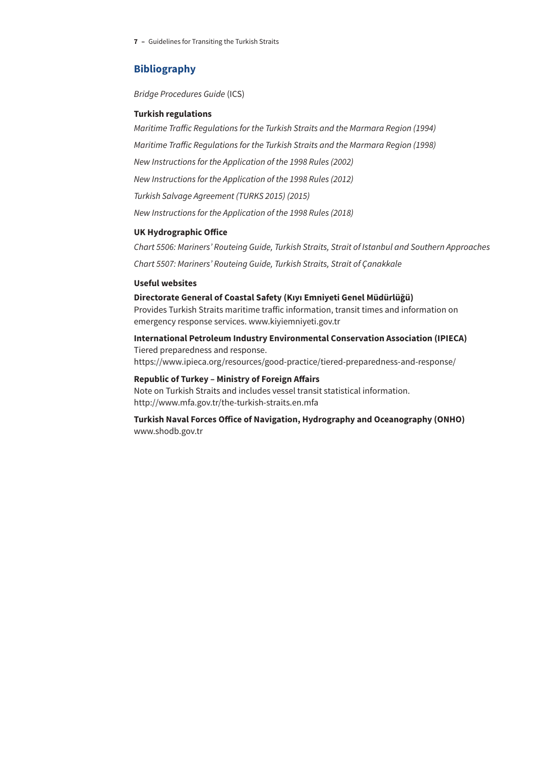## Bibliography

*Bridge Procedures Guide* (ICS)

### Turkish regulations

*Maritime Traffic Regulations for the Turkish Straits and the Marmara Region (1994)*

*Maritime Traffic Regulations for the Turkish Straits and the Marmara Region (1998)*

*New Instructions for the Application of the 1998 Rules (2002)*

*New Instructions for the Application of the 1998 Rules (2012)*

*Turkish Salvage Agreement (TURKS 2015) (2015)*

*New Instructions for the Application of the 1998 Rules (2018)*

### UK Hydrographic Office

*Chart 5506: Mariners' Routeing Guide, Turkish Straits, Strait of Istanbul and Southern Approaches*

*Chart 5507: Mariners' Routeing Guide, Turkish Straits, Strait of Çanakkale*

### Useful websites

**Directorate General of Coastal Safety (Kıyı Emniyeti Genel Müdürlüğü)**
Provides Turkish Straits maritime traffic information, transit times and information on emergency response services. www.kiyiemniyeti.gov.tr

**International Petroleum Industry Environmental Conservation Association (IPIECA)**
Tiered preparedness and response.
https://www.ipieca.org/resources/good-practice/tiered-preparedness-and-response/

**Republic of Turkey – Ministry of Foreign Affairs**
Note on Turkish Straits and includes vessel transit statistical information.
http://www.mfa.gov.tr/the-turkish-straits.en.mfa

**Turkish Naval Forces Office of Navigation, Hydrography and Oceanography (ONHO)**
www.shodb.gov.tr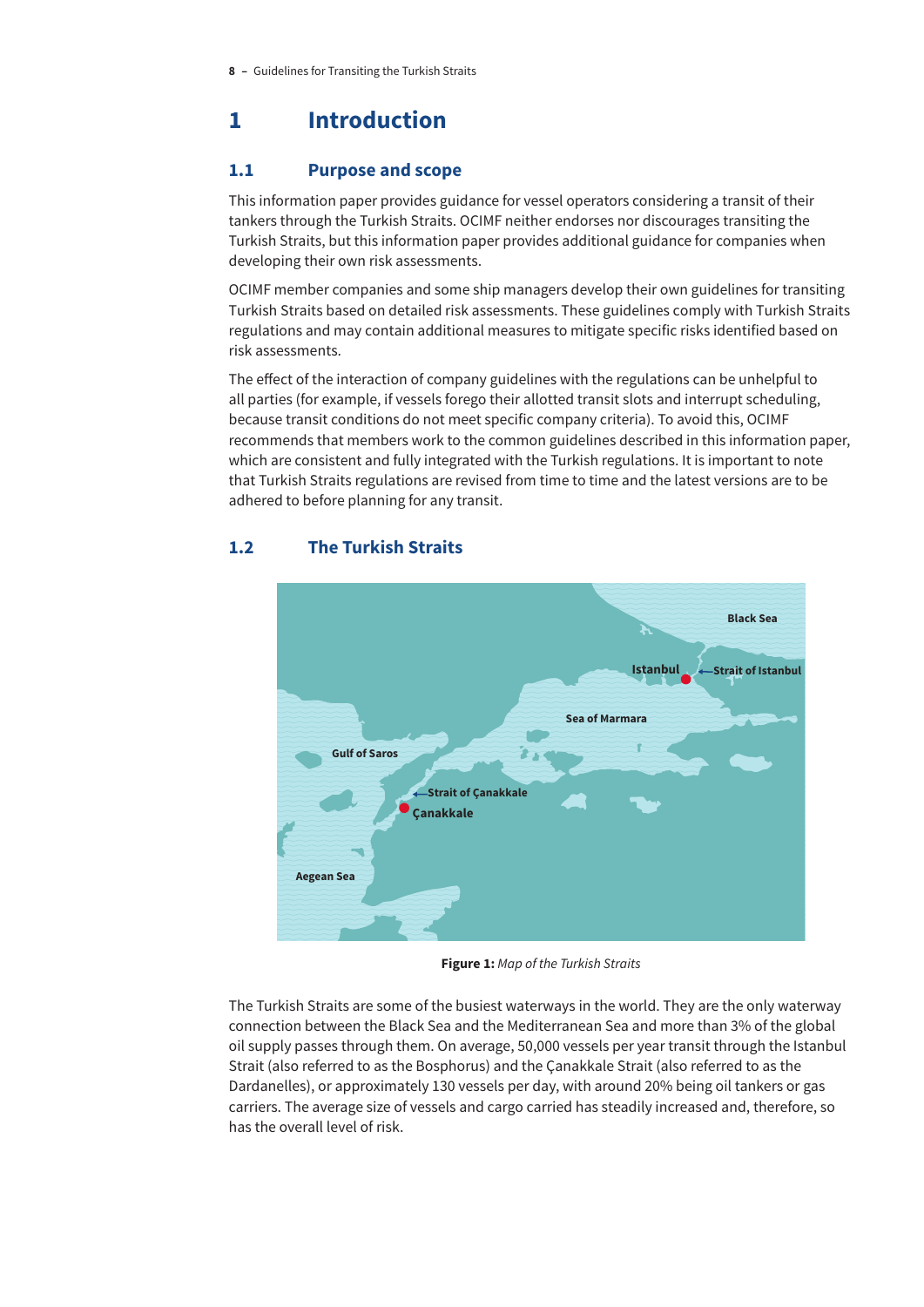# 1 Introduction

## 1.1 Purpose and scope

This information paper provides guidance for vessel operators considering a transit of their tankers through the Turkish Straits. OCIMF neither endorses nor discourages transiting the Turkish Straits, but this information paper provides additional guidance for companies when developing their own risk assessments.

OCIMF member companies and some ship managers develop their own guidelines for transiting Turkish Straits based on detailed risk assessments. These guidelines comply with Turkish Straits regulations and may contain additional measures to mitigate specific risks identified based on risk assessments.

The effect of the interaction of company guidelines with the regulations can be unhelpful to all parties (for example, if vessels forego their allotted transit slots and interrupt scheduling, because transit conditions do not meet specific company criteria). To avoid this, OCIMF recommends that members work to the common guidelines described in this information paper, which are consistent and fully integrated with the Turkish regulations. It is important to note that Turkish Straits regulations are revised from time to time and the latest versions are to be adhered to before planning for any transit.

## 1.2 The Turkish Straits

**Figure 1:** *Map of the Turkish Straits*

The Turkish Straits are some of the busiest waterways in the world. They are the only waterway connection between the Black Sea and the Mediterranean Sea and more than 3% of the global oil supply passes through them. On average, 50,000 vessels per year transit through the Istanbul Strait (also referred to as the Bosphorus) and the Çanakkale Strait (also referred to as the Dardanelles), or approximately 130 vessels per day, with around 20% being oil tankers or gas carriers. The average size of vessels and cargo carried has steadily increased and, therefore, so has the overall level of risk.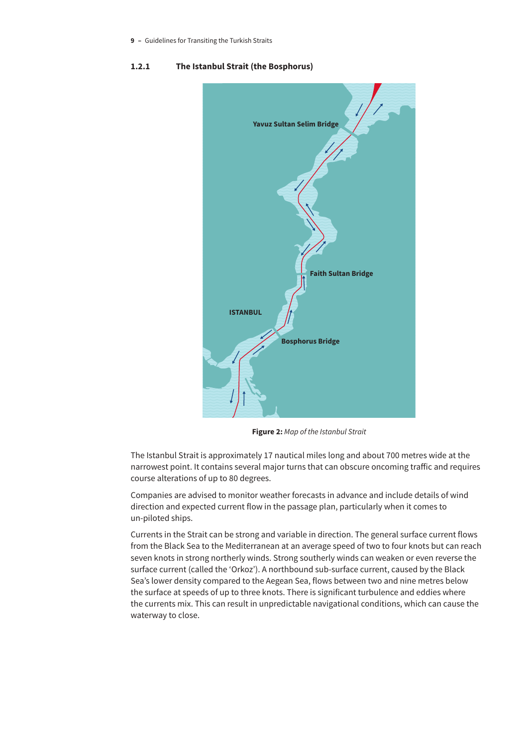### 1.2.1 The Istanbul Strait (the Bosphorus)

**Figure 2:** *Map of the Istanbul Strait*

The Istanbul Strait is approximately 17 nautical miles long and about 700 metres wide at the narrowest point. It contains several major turns that can obscure oncoming traffic and requires course alterations of up to 80 degrees.

Companies are advised to monitor weather forecasts in advance and include details of wind direction and expected current flow in the passage plan, particularly when it comes to un-piloted ships.

Currents in the Strait can be strong and variable in direction. The general surface current flows from the Black Sea to the Mediterranean at an average speed of two to four knots but can reach seven knots in strong northerly winds. Strong southerly winds can weaken or even reverse the surface current (called the 'Orkoz'). A northbound sub-surface current, caused by the Black Sea's lower density compared to the Aegean Sea, flows between two and nine metres below the surface at speeds of up to three knots. There is significant turbulence and eddies where the currents mix. This can result in unpredictable navigational conditions, which can cause the waterway to close.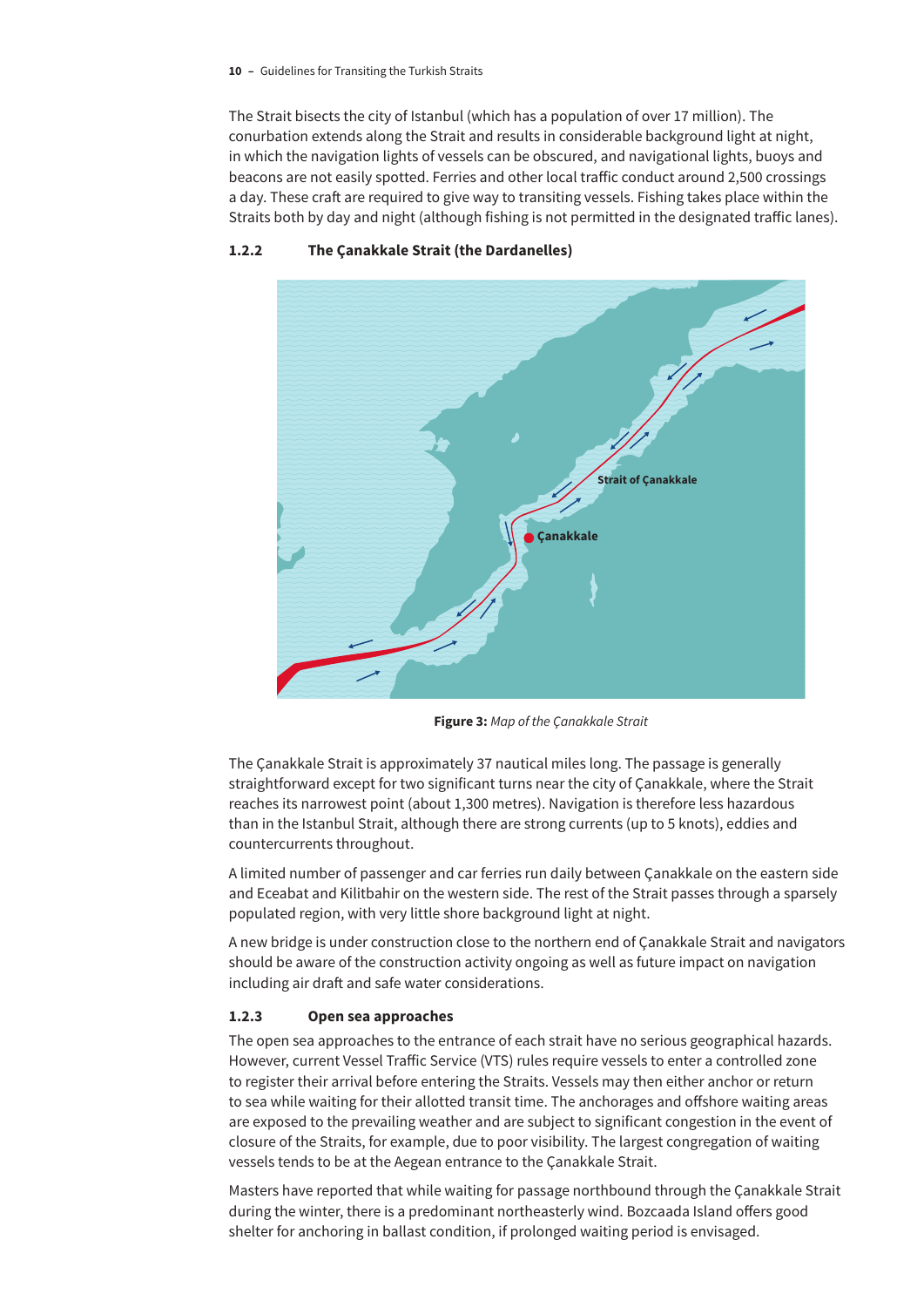The Strait bisects the city of Istanbul (which has a population of over 17 million). The conurbation extends along the Strait and results in considerable background light at night, in which the navigation lights of vessels can be obscured, and navigational lights, buoys and beacons are not easily spotted. Ferries and other local traffic conduct around 2,500 crossings a day. These craft are required to give way to transiting vessels. Fishing takes place within the Straits both by day and night (although fishing is not permitted in the designated traffic lanes).

### 1.2.2 The Çanakkale Strait (the Dardanelles)

**Figure 3:** *Map of the Çanakkale Strait*

The Çanakkale Strait is approximately 37 nautical miles long. The passage is generally straightforward except for two significant turns near the city of Çanakkale, where the Strait reaches its narrowest point (about 1,300 metres). Navigation is therefore less hazardous than in the Istanbul Strait, although there are strong currents (up to 5 knots), eddies and countercurrents throughout.

A limited number of passenger and car ferries run daily between Çanakkale on the eastern side and Eceabat and Kilitbahir on the western side. The rest of the Strait passes through a sparsely populated region, with very little shore background light at night.

A new bridge is under construction close to the northern end of Çanakkale Strait and navigators should be aware of the construction activity ongoing as well as future impact on navigation including air draft and safe water considerations.

### 1.2.3 Open sea approaches

The open sea approaches to the entrance of each strait have no serious geographical hazards. However, current Vessel Traffic Service (VTS) rules require vessels to enter a controlled zone to register their arrival before entering the Straits. Vessels may then either anchor or return to sea while waiting for their allotted transit time. The anchorages and offshore waiting areas are exposed to the prevailing weather and are subject to significant congestion in the event of closure of the Straits, for example, due to poor visibility. The largest congregation of waiting vessels tends to be at the Aegean entrance to the Çanakkale Strait.

Masters have reported that while waiting for passage northbound through the Çanakkale Strait during the winter, there is a predominant northeasterly wind. Bozcaada Island offers good shelter for anchoring in ballast condition, if prolonged waiting period is envisaged.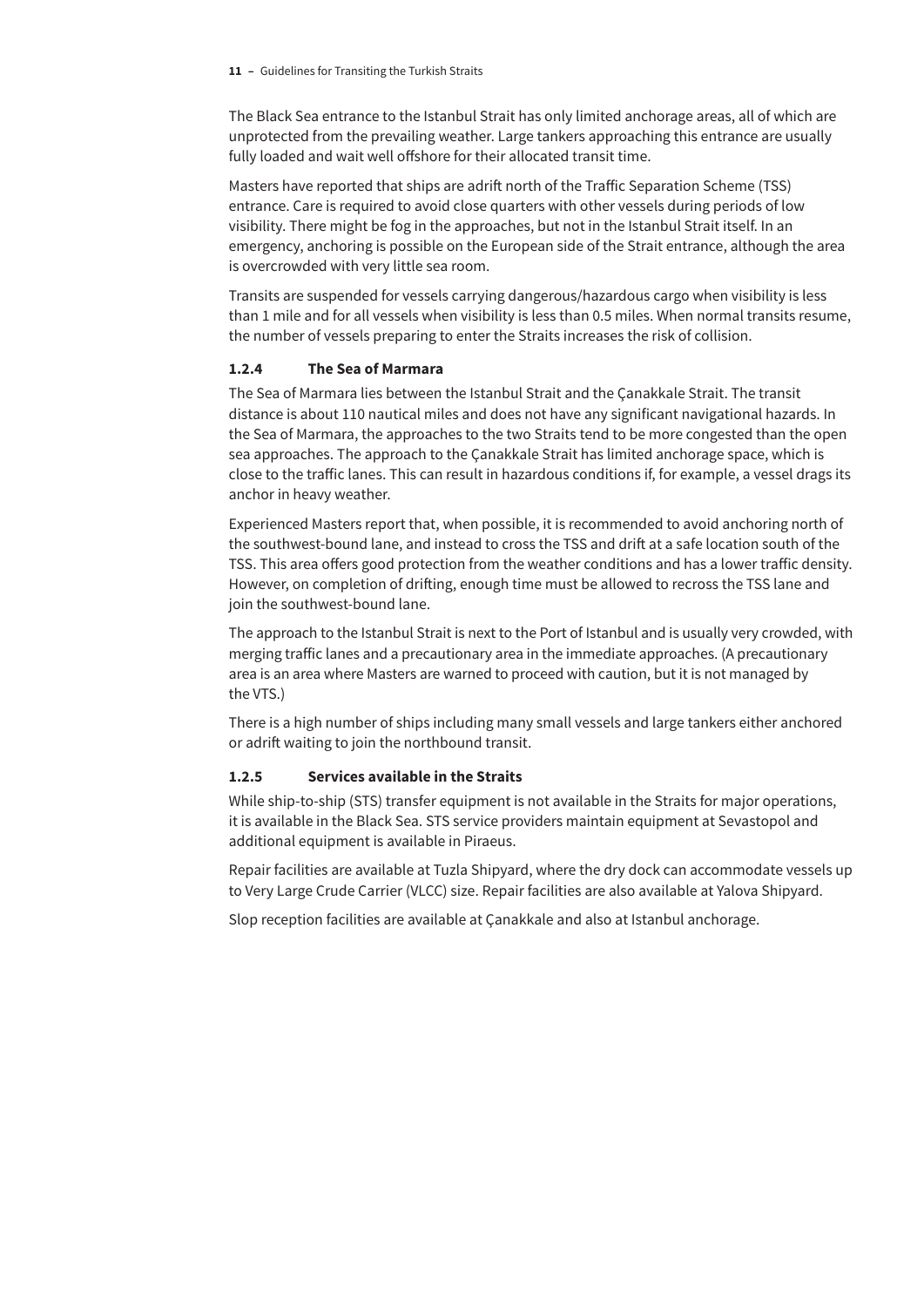The Black Sea entrance to the Istanbul Strait has only limited anchorage areas, all of which are unprotected from the prevailing weather. Large tankers approaching this entrance are usually fully loaded and wait well offshore for their allocated transit time.

Masters have reported that ships are adrift north of the Traffic Separation Scheme (TSS) entrance. Care is required to avoid close quarters with other vessels during periods of low visibility. There might be fog in the approaches, but not in the Istanbul Strait itself. In an emergency, anchoring is possible on the European side of the Strait entrance, although the area is overcrowded with very little sea room.

Transits are suspended for vessels carrying dangerous/hazardous cargo when visibility is less than 1 mile and for all vessels when visibility is less than 0.5 miles. When normal transits resume, the number of vessels preparing to enter the Straits increases the risk of collision.

### 1.2.4 The Sea of Marmara

The Sea of Marmara lies between the Istanbul Strait and the Çanakkale Strait. The transit distance is about 110 nautical miles and does not have any significant navigational hazards. In the Sea of Marmara, the approaches to the two Straits tend to be more congested than the open sea approaches. The approach to the Çanakkale Strait has limited anchorage space, which is close to the traffic lanes. This can result in hazardous conditions if, for example, a vessel drags its anchor in heavy weather.

Experienced Masters report that, when possible, it is recommended to avoid anchoring north of the southwest-bound lane, and instead to cross the TSS and drift at a safe location south of the TSS. This area offers good protection from the weather conditions and has a lower traffic density. However, on completion of drifting, enough time must be allowed to recross the TSS lane and join the southwest-bound lane.

The approach to the Istanbul Strait is next to the Port of Istanbul and is usually very crowded, with merging traffic lanes and a precautionary area in the immediate approaches. (A precautionary area is an area where Masters are warned to proceed with caution, but it is not managed by the VTS.)

There is a high number of ships including many small vessels and large tankers either anchored or adrift waiting to join the northbound transit.

### 1.2.5 Services available in the Straits

While ship-to-ship (STS) transfer equipment is not available in the Straits for major operations, it is available in the Black Sea. STS service providers maintain equipment at Sevastopol and additional equipment is available in Piraeus.

Repair facilities are available at Tuzla Shipyard, where the dry dock can accommodate vessels up to Very Large Crude Carrier (VLCC) size. Repair facilities are also available at Yalova Shipyard.

Slop reception facilities are available at Çanakkale and also at Istanbul anchorage.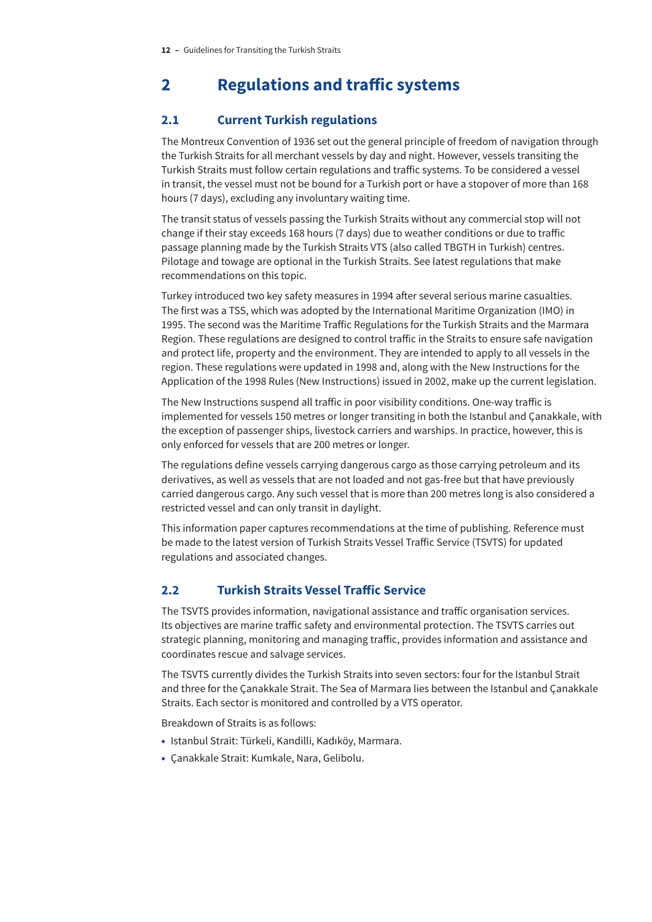# 2 Regulations and traffic systems

## 2.1 Current Turkish regulations

The Montreux Convention of 1936 set out the general principle of freedom of navigation through the Turkish Straits for all merchant vessels by day and night. However, vessels transiting the Turkish Straits must follow certain regulations and traffic systems. To be considered a vessel in transit, the vessel must not be bound for a Turkish port or have a stopover of more than 168 hours (7 days), excluding any involuntary waiting time.

The transit status of vessels passing the Turkish Straits without any commercial stop will not change if their stay exceeds 168 hours (7 days) due to weather conditions or due to traffic passage planning made by the Turkish Straits VTS (also called TBGTH in Turkish) centres. Pilotage and towage are optional in the Turkish Straits. See latest regulations that make recommendations on this topic.

Turkey introduced two key safety measures in 1994 after several serious marine casualties. The first was a TSS, which was adopted by the International Maritime Organization (IMO) in 1995. The second was the Maritime Traffic Regulations for the Turkish Straits and the Marmara Region. These regulations are designed to control traffic in the Straits to ensure safe navigation and protect life, property and the environment. They are intended to apply to all vessels in the region. These regulations were updated in 1998 and, along with the New Instructions for the Application of the 1998 Rules (New Instructions) issued in 2002, make up the current legislation.

The New Instructions suspend all traffic in poor visibility conditions. One-way traffic is implemented for vessels 150 metres or longer transiting in both the Istanbul and Çanakkale, with the exception of passenger ships, livestock carriers and warships. In practice, however, this is only enforced for vessels that are 200 metres or longer.

The regulations define vessels carrying dangerous cargo as those carrying petroleum and its derivatives, as well as vessels that are not loaded and not gas-free but that have previously carried dangerous cargo. Any such vessel that is more than 200 metres long is also considered a restricted vessel and can only transit in daylight.

This information paper captures recommendations at the time of publishing. Reference must be made to the latest version of Turkish Straits Vessel Traffic Service (TSVTS) for updated regulations and associated changes.

## 2.2 Turkish Straits Vessel Traffic Service

The TSVTS provides information, navigational assistance and traffic organisation services. Its objectives are marine traffic safety and environmental protection. The TSVTS carries out strategic planning, monitoring and managing traffic, provides information and assistance and coordinates rescue and salvage services.

The TSVTS currently divides the Turkish Straits into seven sectors: four for the Istanbul Strait and three for the Çanakkale Strait. The Sea of Marmara lies between the Istanbul and Çanakkale Straits. Each sector is monitored and controlled by a VTS operator.

Breakdown of Straits is as follows:

- Istanbul Strait: Türkeli, Kandilli, Kadıköy, Marmara.
- Çanakkale Strait: Kumkale, Nara, Gelibolu.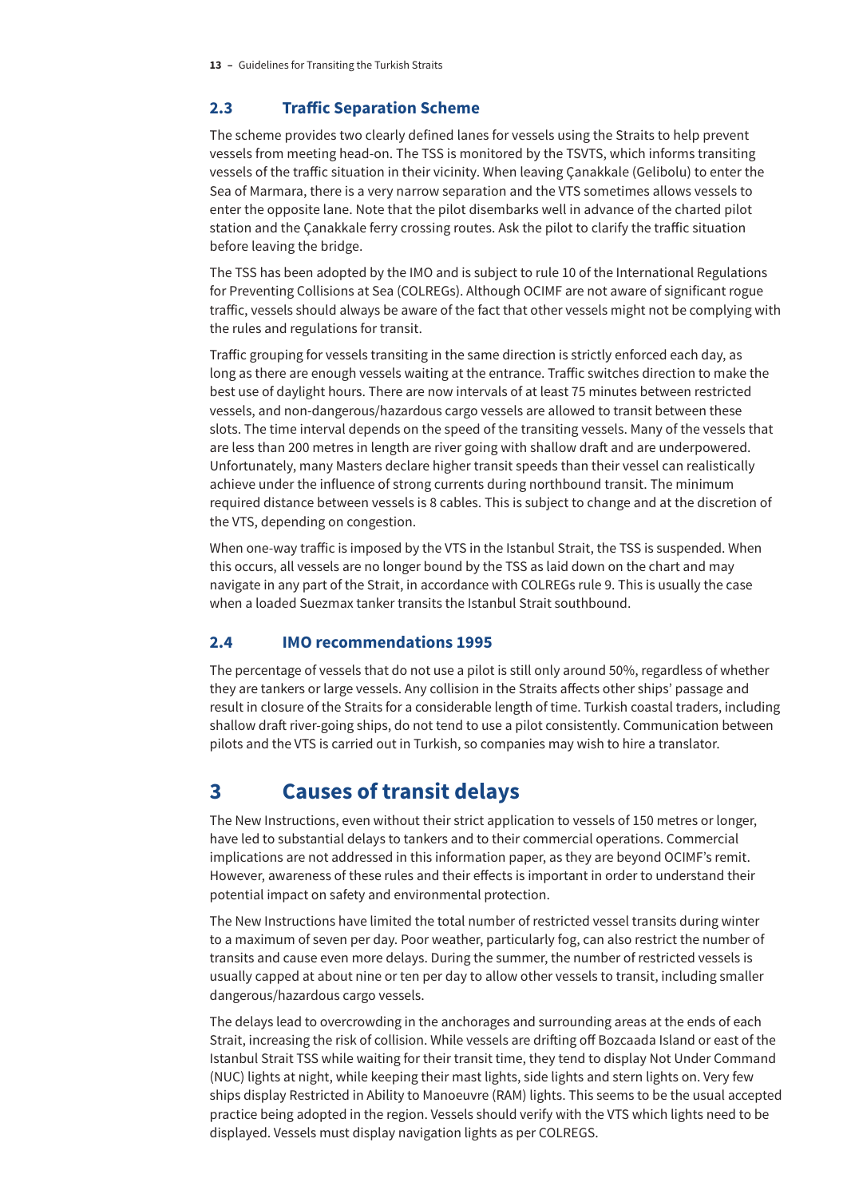## 2.3 Traffic Separation Scheme

The scheme provides two clearly defined lanes for vessels using the Straits to help prevent vessels from meeting head-on. The TSS is monitored by the TSVTS, which informs transiting vessels of the traffic situation in their vicinity. When leaving Çanakkale (Gelibolu) to enter the Sea of Marmara, there is a very narrow separation and the VTS sometimes allows vessels to enter the opposite lane. Note that the pilot disembarks well in advance of the charted pilot station and the Çanakkale ferry crossing routes. Ask the pilot to clarify the traffic situation before leaving the bridge.

The TSS has been adopted by the IMO and is subject to rule 10 of the International Regulations for Preventing Collisions at Sea (COLREGs). Although OCIMF are not aware of significant rogue traffic, vessels should always be aware of the fact that other vessels might not be complying with the rules and regulations for transit.

Traffic grouping for vessels transiting in the same direction is strictly enforced each day, as long as there are enough vessels waiting at the entrance. Traffic switches direction to make the best use of daylight hours. There are now intervals of at least 75 minutes between restricted vessels, and non-dangerous/hazardous cargo vessels are allowed to transit between these slots. The time interval depends on the speed of the transiting vessels. Many of the vessels that are less than 200 metres in length are river going with shallow draft and are underpowered. Unfortunately, many Masters declare higher transit speeds than their vessel can realistically achieve under the influence of strong currents during northbound transit. The minimum required distance between vessels is 8 cables. This is subject to change and at the discretion of the VTS, depending on congestion.

When one-way traffic is imposed by the VTS in the Istanbul Strait, the TSS is suspended. When this occurs, all vessels are no longer bound by the TSS as laid down on the chart and may navigate in any part of the Strait, in accordance with COLREGs rule 9. This is usually the case when a loaded Suezmax tanker transits the Istanbul Strait southbound.

## 2.4 IMO recommendations 1995

The percentage of vessels that do not use a pilot is still only around 50%, regardless of whether they are tankers or large vessels. Any collision in the Straits affects other ships' passage and result in closure of the Straits for a considerable length of time. Turkish coastal traders, including shallow draft river-going ships, do not tend to use a pilot consistently. Communication between pilots and the VTS is carried out in Turkish, so companies may wish to hire a translator.

# 3 Causes of transit delays

The New Instructions, even without their strict application to vessels of 150 metres or longer, have led to substantial delays to tankers and to their commercial operations. Commercial implications are not addressed in this information paper, as they are beyond OCIMF's remit. However, awareness of these rules and their effects is important in order to understand their potential impact on safety and environmental protection.

The New Instructions have limited the total number of restricted vessel transits during winter to a maximum of seven per day. Poor weather, particularly fog, can also restrict the number of transits and cause even more delays. During the summer, the number of restricted vessels is usually capped at about nine or ten per day to allow other vessels to transit, including smaller dangerous/hazardous cargo vessels.

The delays lead to overcrowding in the anchorages and surrounding areas at the ends of each Strait, increasing the risk of collision. While vessels are drifting off Bozcaada Island or east of the Istanbul Strait TSS while waiting for their transit time, they tend to display Not Under Command (NUC) lights at night, while keeping their mast lights, side lights and stern lights on. Very few ships display Restricted in Ability to Manoeuvre (RAM) lights. This seems to be the usual accepted practice being adopted in the region. Vessels should verify with the VTS which lights need to be displayed. Vessels must display navigation lights as per COLREGS.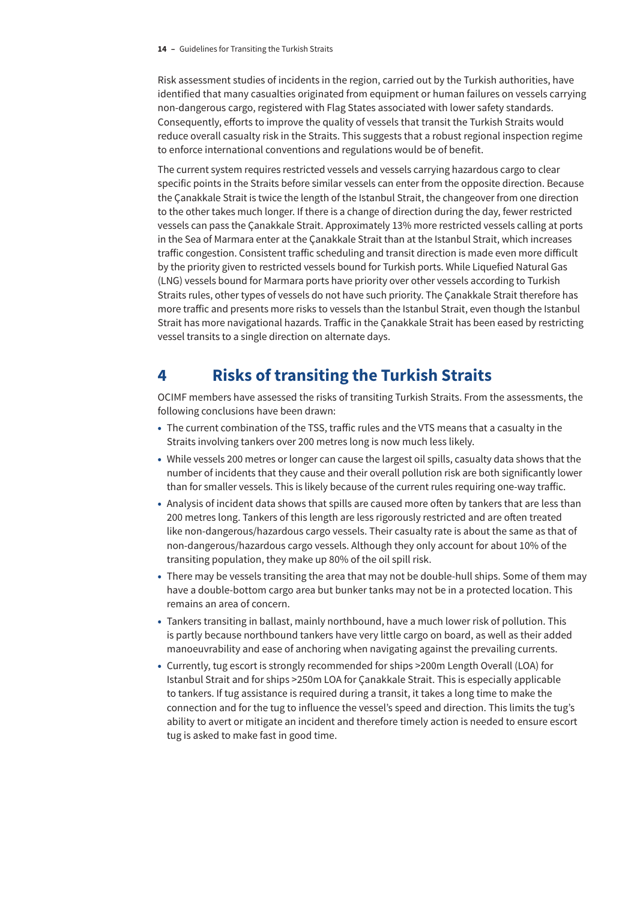Risk assessment studies of incidents in the region, carried out by the Turkish authorities, have identified that many casualties originated from equipment or human failures on vessels carrying non-dangerous cargo, registered with Flag States associated with lower safety standards. Consequently, efforts to improve the quality of vessels that transit the Turkish Straits would reduce overall casualty risk in the Straits. This suggests that a robust regional inspection regime to enforce international conventions and regulations would be of benefit.

The current system requires restricted vessels and vessels carrying hazardous cargo to clear specific points in the Straits before similar vessels can enter from the opposite direction. Because the Çanakkale Strait is twice the length of the Istanbul Strait, the changeover from one direction to the other takes much longer. If there is a change of direction during the day, fewer restricted vessels can pass the Çanakkale Strait. Approximately 13% more restricted vessels calling at ports in the Sea of Marmara enter at the Çanakkale Strait than at the Istanbul Strait, which increases traffic congestion. Consistent traffic scheduling and transit direction is made even more difficult by the priority given to restricted vessels bound for Turkish ports. While Liquefied Natural Gas (LNG) vessels bound for Marmara ports have priority over other vessels according to Turkish Straits rules, other types of vessels do not have such priority. The Çanakkale Strait therefore has more traffic and presents more risks to vessels than the Istanbul Strait, even though the Istanbul Strait has more navigational hazards. Traffic in the Çanakkale Strait has been eased by restricting vessel transits to a single direction on alternate days.

# 4 Risks of transiting the Turkish Straits

OCIMF members have assessed the risks of transiting Turkish Straits. From the assessments, the following conclusions have been drawn:

- The current combination of the TSS, traffic rules and the VTS means that a casualty in the Straits involving tankers over 200 metres long is now much less likely.
- While vessels 200 metres or longer can cause the largest oil spills, casualty data shows that the number of incidents that they cause and their overall pollution risk are both significantly lower than for smaller vessels. This is likely because of the current rules requiring one-way traffic.
- Analysis of incident data shows that spills are caused more often by tankers that are less than 200 metres long. Tankers of this length are less rigorously restricted and are often treated like non-dangerous/hazardous cargo vessels. Their casualty rate is about the same as that of non-dangerous/hazardous cargo vessels. Although they only account for about 10% of the transiting population, they make up 80% of the oil spill risk.
- There may be vessels transiting the area that may not be double-hull ships. Some of them may have a double-bottom cargo area but bunker tanks may not be in a protected location. This remains an area of concern.
- Tankers transiting in ballast, mainly northbound, have a much lower risk of pollution. This is partly because northbound tankers have very little cargo on board, as well as their added manoeuvrability and ease of anchoring when navigating against the prevailing currents.
- Currently, tug escort is strongly recommended for ships >200m Length Overall (LOA) for Istanbul Strait and for ships >250m LOA for Çanakkale Strait. This is especially applicable to tankers. If tug assistance is required during a transit, it takes a long time to make the connection and for the tug to influence the vessel's speed and direction. This limits the tug's ability to avert or mitigate an incident and therefore timely action is needed to ensure escort tug is asked to make fast in good time.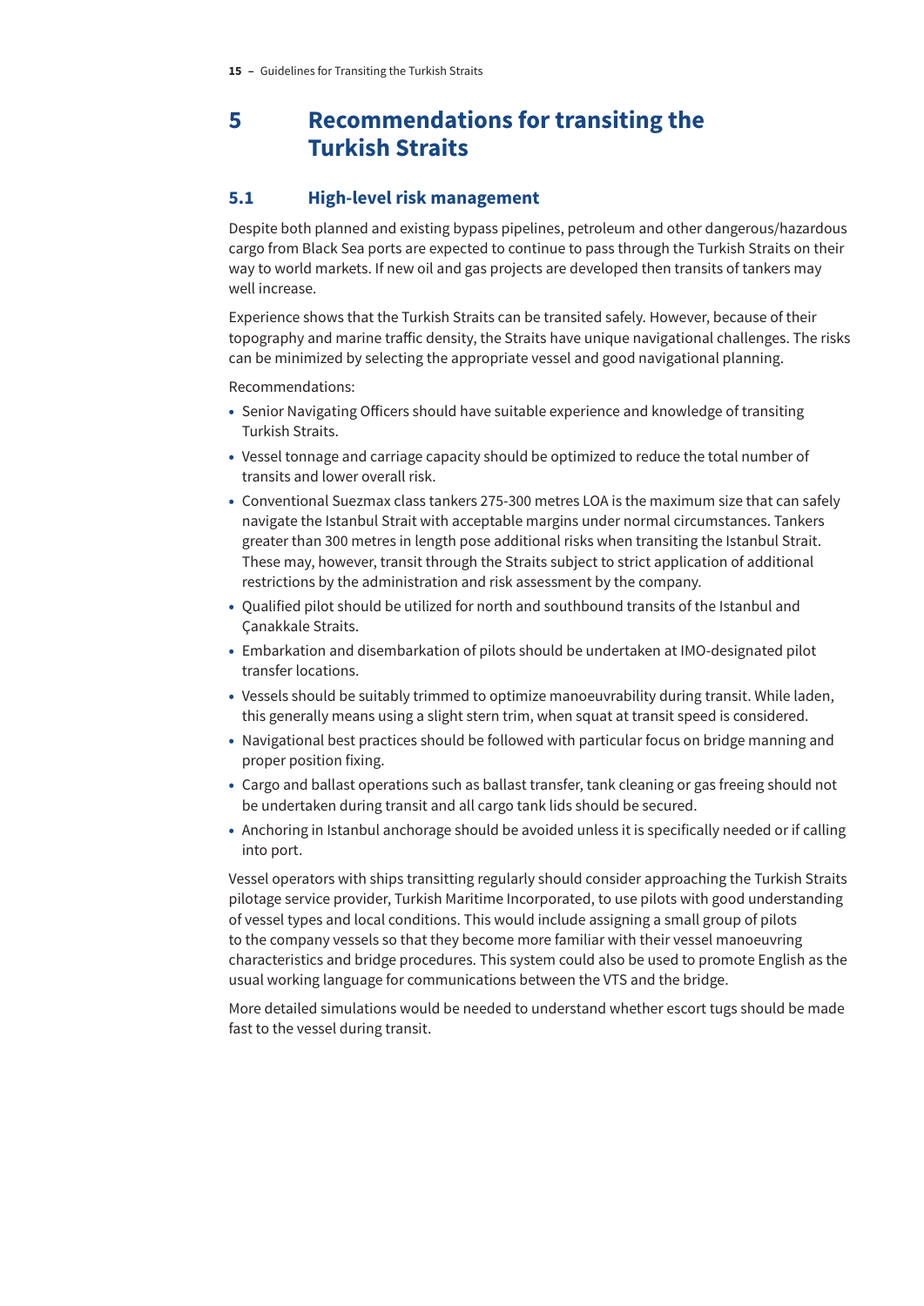# 5 Recommendations for transiting the Turkish Straits

## 5.1 High-level risk management

Despite both planned and existing bypass pipelines, petroleum and other dangerous/hazardous cargo from Black Sea ports are expected to continue to pass through the Turkish Straits on their way to world markets. If new oil and gas projects are developed then transits of tankers may well increase.

Experience shows that the Turkish Straits can be transited safely. However, because of their topography and marine traffic density, the Straits have unique navigational challenges. The risks can be minimized by selecting the appropriate vessel and good navigational planning.

Recommendations:

- Senior Navigating Officers should have suitable experience and knowledge of transiting Turkish Straits.
- Vessel tonnage and carriage capacity should be optimized to reduce the total number of transits and lower overall risk.
- Conventional Suezmax class tankers 275-300 metres LOA is the maximum size that can safely navigate the Istanbul Strait with acceptable margins under normal circumstances. Tankers greater than 300 metres in length pose additional risks when transiting the Istanbul Strait. These may, however, transit through the Straits subject to strict application of additional restrictions by the administration and risk assessment by the company.
- Qualified pilot should be utilized for north and southbound transits of the Istanbul and Çanakkale Straits.
- Embarkation and disembarkation of pilots should be undertaken at IMO-designated pilot transfer locations.
- Vessels should be suitably trimmed to optimize manoeuvrability during transit. While laden, this generally means using a slight stern trim, when squat at transit speed is considered.
- Navigational best practices should be followed with particular focus on bridge manning and proper position fixing.
- Cargo and ballast operations such as ballast transfer, tank cleaning or gas freeing should not be undertaken during transit and all cargo tank lids should be secured.
- Anchoring in Istanbul anchorage should be avoided unless it is specifically needed or if calling into port.

Vessel operators with ships transitting regularly should consider approaching the Turkish Straits pilotage service provider, Turkish Maritime Incorporated, to use pilots with good understanding of vessel types and local conditions. This would include assigning a small group of pilots to the company vessels so that they become more familiar with their vessel manoeuvring characteristics and bridge procedures. This system could also be used to promote English as the usual working language for communications between the VTS and the bridge.

More detailed simulations would be needed to understand whether escort tugs should be made fast to the vessel during transit.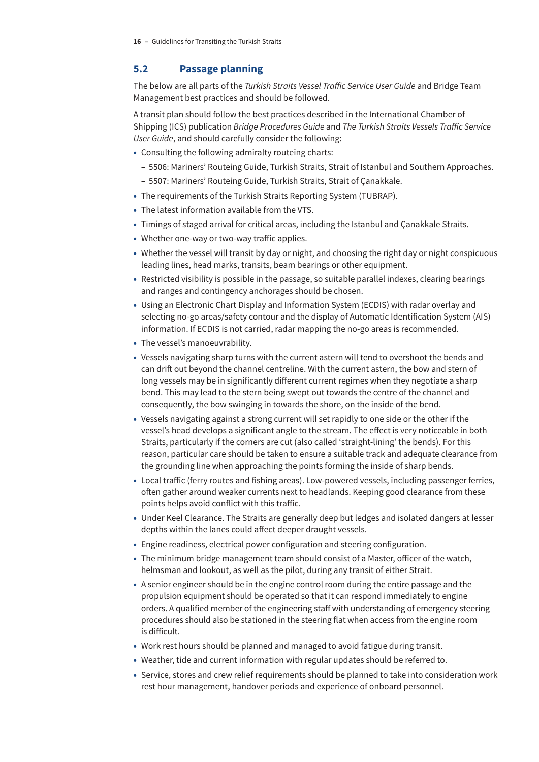## 5.2 Passage planning

The below are all parts of the *Turkish Straits Vessel Traffic Service User Guide* and Bridge Team Management best practices and should be followed.

A transit plan should follow the best practices described in the International Chamber of Shipping (ICS) publication *Bridge Procedures Guide* and *The Turkish Straits Vessels Traffic Service User Guide*, and should carefully consider the following:

- Consulting the following admiralty routeing charts:
  - 5506: Mariners' Routeing Guide, Turkish Straits, Strait of Istanbul and Southern Approaches.
  - 5507: Mariners' Routeing Guide, Turkish Straits, Strait of Çanakkale.
- The requirements of the Turkish Straits Reporting System (TUBRAP).
- The latest information available from the VTS.
- Timings of staged arrival for critical areas, including the Istanbul and Çanakkale Straits.
- Whether one-way or two-way traffic applies.
- Whether the vessel will transit by day or night, and choosing the right day or night conspicuous leading lines, head marks, transits, beam bearings or other equipment.
- Restricted visibility is possible in the passage, so suitable parallel indexes, clearing bearings and ranges and contingency anchorages should be chosen.
- Using an Electronic Chart Display and Information System (ECDIS) with radar overlay and selecting no-go areas/safety contour and the display of Automatic Identification System (AIS) information. If ECDIS is not carried, radar mapping the no-go areas is recommended.
- The vessel's manoeuvrability.
- Vessels navigating sharp turns with the current astern will tend to overshoot the bends and can drift out beyond the channel centreline. With the current astern, the bow and stern of long vessels may be in significantly different current regimes when they negotiate a sharp bend. This may lead to the stern being swept out towards the centre of the channel and consequently, the bow swinging in towards the shore, on the inside of the bend.
- Vessels navigating against a strong current will set rapidly to one side or the other if the vessel's head develops a significant angle to the stream. The effect is very noticeable in both Straits, particularly if the corners are cut (also called 'straight-lining' the bends). For this reason, particular care should be taken to ensure a suitable track and adequate clearance from the grounding line when approaching the points forming the inside of sharp bends.
- Local traffic (ferry routes and fishing areas). Low-powered vessels, including passenger ferries, often gather around weaker currents next to headlands. Keeping good clearance from these points helps avoid conflict with this traffic.
- Under Keel Clearance. The Straits are generally deep but ledges and isolated dangers at lesser depths within the lanes could affect deeper draught vessels.
- Engine readiness, electrical power configuration and steering configuration.
- The minimum bridge management team should consist of a Master, officer of the watch, helmsman and lookout, as well as the pilot, during any transit of either Strait.
- A senior engineer should be in the engine control room during the entire passage and the propulsion equipment should be operated so that it can respond immediately to engine orders. A qualified member of the engineering staff with understanding of emergency steering procedures should also be stationed in the steering flat when access from the engine room is difficult.
- Work rest hours should be planned and managed to avoid fatigue during transit.
- Weather, tide and current information with regular updates should be referred to.
- Service, stores and crew relief requirements should be planned to take into consideration work rest hour management, handover periods and experience of onboard personnel.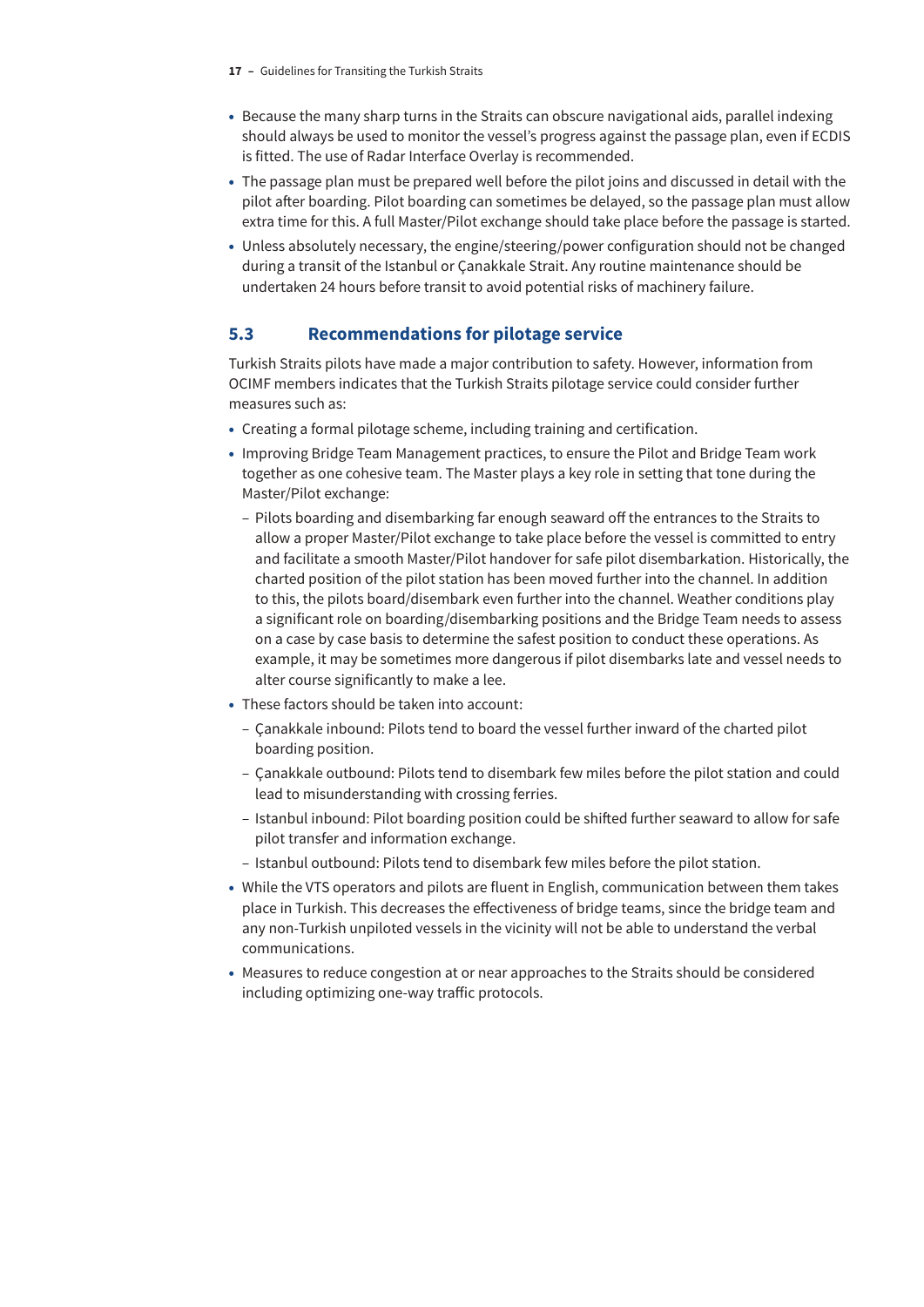- Because the many sharp turns in the Straits can obscure navigational aids, parallel indexing should always be used to monitor the vessel's progress against the passage plan, even if ECDIS is fitted. The use of Radar Interface Overlay is recommended.
- The passage plan must be prepared well before the pilot joins and discussed in detail with the pilot after boarding. Pilot boarding can sometimes be delayed, so the passage plan must allow extra time for this. A full Master/Pilot exchange should take place before the passage is started.
- Unless absolutely necessary, the engine/steering/power configuration should not be changed during a transit of the Istanbul or Çanakkale Strait. Any routine maintenance should be undertaken 24 hours before transit to avoid potential risks of machinery failure.

## 5.3 Recommendations for pilotage service

Turkish Straits pilots have made a major contribution to safety. However, information from OCIMF members indicates that the Turkish Straits pilotage service could consider further measures such as:

- Creating a formal pilotage scheme, including training and certification.
- Improving Bridge Team Management practices, to ensure the Pilot and Bridge Team work together as one cohesive team. The Master plays a key role in setting that tone during the Master/Pilot exchange:
  - Pilots boarding and disembarking far enough seaward off the entrances to the Straits to allow a proper Master/Pilot exchange to take place before the vessel is committed to entry and facilitate a smooth Master/Pilot handover for safe pilot disembarkation. Historically, the charted position of the pilot station has been moved further into the channel. In addition to this, the pilots board/disembark even further into the channel. Weather conditions play a significant role on boarding/disembarking positions and the Bridge Team needs to assess on a case by case basis to determine the safest position to conduct these operations. As example, it may be sometimes more dangerous if pilot disembarks late and vessel needs to alter course significantly to make a lee.
- These factors should be taken into account:
  - Çanakkale inbound: Pilots tend to board the vessel further inward of the charted pilot boarding position.
  - Çanakkale outbound: Pilots tend to disembark few miles before the pilot station and could lead to misunderstanding with crossing ferries.
  - Istanbul inbound: Pilot boarding position could be shifted further seaward to allow for safe pilot transfer and information exchange.
  - Istanbul outbound: Pilots tend to disembark few miles before the pilot station.
- While the VTS operators and pilots are fluent in English, communication between them takes place in Turkish. This decreases the effectiveness of bridge teams, since the bridge team and any non-Turkish unpiloted vessels in the vicinity will not be able to understand the verbal communications.
- Measures to reduce congestion at or near approaches to the Straits should be considered including optimizing one-way traffic protocols.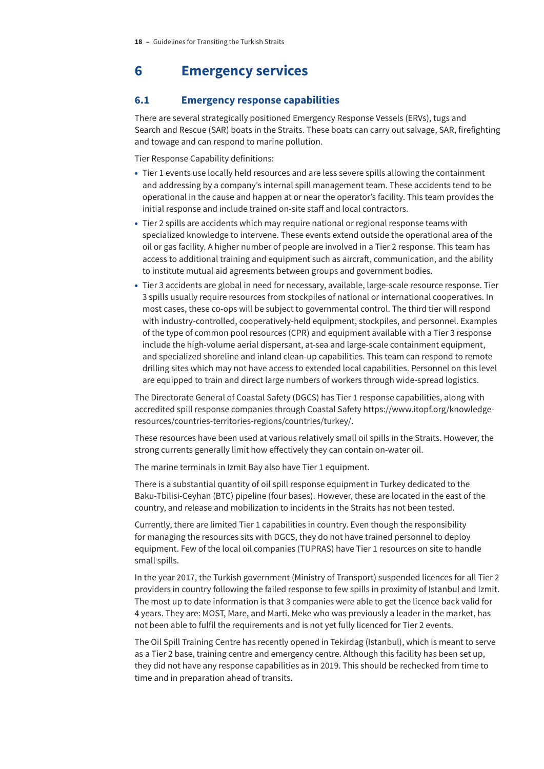# 6 Emergency services

## 6.1 Emergency response capabilities

There are several strategically positioned Emergency Response Vessels (ERVs), tugs and Search and Rescue (SAR) boats in the Straits. These boats can carry out salvage, SAR, firefighting and towage and can respond to marine pollution.

Tier Response Capability definitions:

- Tier 1 events use locally held resources and are less severe spills allowing the containment and addressing by a company's internal spill management team. These accidents tend to be operational in the cause and happen at or near the operator's facility. This team provides the initial response and include trained on-site staff and local contractors.
- Tier 2 spills are accidents which may require national or regional response teams with specialized knowledge to intervene. These events extend outside the operational area of the oil or gas facility. A higher number of people are involved in a Tier 2 response. This team has access to additional training and equipment such as aircraft, communication, and the ability to institute mutual aid agreements between groups and government bodies.
- Tier 3 accidents are global in need for necessary, available, large-scale resource response. Tier 3 spills usually require resources from stockpiles of national or international cooperatives. In most cases, these co-ops will be subject to governmental control. The third tier will respond with industry-controlled, cooperatively-held equipment, stockpiles, and personnel. Examples of the type of common pool resources (CPR) and equipment available with a Tier 3 response include the high-volume aerial dispersant, at-sea and large-scale containment equipment, and specialized shoreline and inland clean-up capabilities. This team can respond to remote drilling sites which may not have access to extended local capabilities. Personnel on this level are equipped to train and direct large numbers of workers through wide-spread logistics.

The Directorate General of Coastal Safety (DGCS) has Tier 1 response capabilities, along with accredited spill response companies through Coastal Safety https://www.itopf.org/knowledge-resources/countries-territories-regions/countries/turkey/.

These resources have been used at various relatively small oil spills in the Straits. However, the strong currents generally limit how effectively they can contain on-water oil.

The marine terminals in Izmit Bay also have Tier 1 equipment.

There is a substantial quantity of oil spill response equipment in Turkey dedicated to the Baku-Tbilisi-Ceyhan (BTC) pipeline (four bases). However, these are located in the east of the country, and release and mobilization to incidents in the Straits has not been tested.

Currently, there are limited Tier 1 capabilities in country. Even though the responsibility for managing the resources sits with DGCS, they do not have trained personnel to deploy equipment. Few of the local oil companies (TUPRAS) have Tier 1 resources on site to handle small spills.

In the year 2017, the Turkish government (Ministry of Transport) suspended licences for all Tier 2 providers in country following the failed response to few spills in proximity of Istanbul and Izmit. The most up to date information is that 3 companies were able to get the licence back valid for 4 years. They are: MOST, Mare, and Marti. Meke who was previously a leader in the market, has not been able to fulfil the requirements and is not yet fully licenced for Tier 2 events.

The Oil Spill Training Centre has recently opened in Tekirdag (Istanbul), which is meant to serve as a Tier 2 base, training centre and emergency centre. Although this facility has been set up, they did not have any response capabilities as in 2019. This should be rechecked from time to time and in preparation ahead of transits.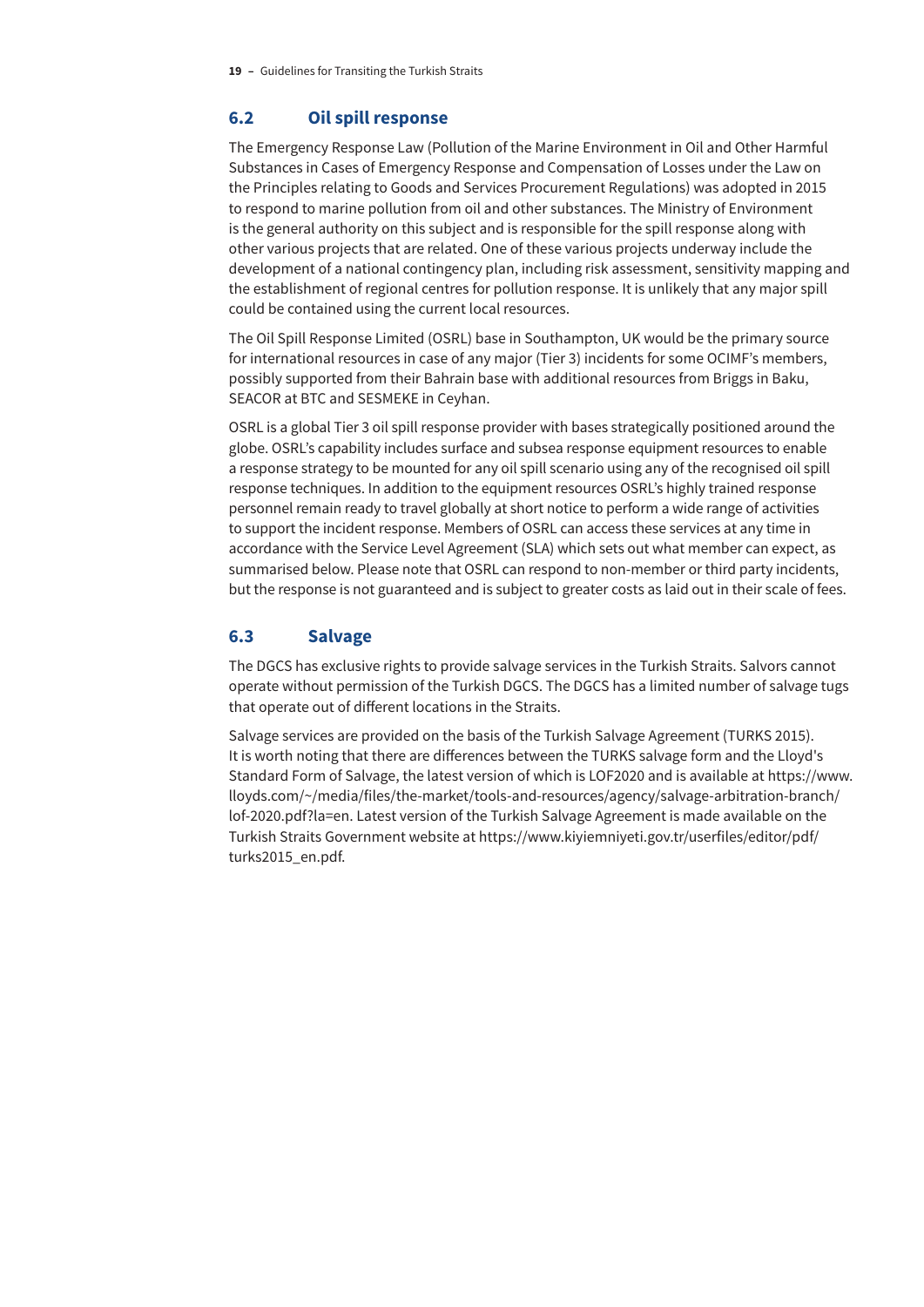## 6.2 Oil spill response

The Emergency Response Law (Pollution of the Marine Environment in Oil and Other Harmful Substances in Cases of Emergency Response and Compensation of Losses under the Law on the Principles relating to Goods and Services Procurement Regulations) was adopted in 2015 to respond to marine pollution from oil and other substances. The Ministry of Environment is the general authority on this subject and is responsible for the spill response along with other various projects that are related. One of these various projects underway include the development of a national contingency plan, including risk assessment, sensitivity mapping and the establishment of regional centres for pollution response. It is unlikely that any major spill could be contained using the current local resources.

The Oil Spill Response Limited (OSRL) base in Southampton, UK would be the primary source for international resources in case of any major (Tier 3) incidents for some OCIMF's members, possibly supported from their Bahrain base with additional resources from Briggs in Baku, SEACOR at BTC and SESMEKE in Ceyhan.

OSRL is a global Tier 3 oil spill response provider with bases strategically positioned around the globe. OSRL's capability includes surface and subsea response equipment resources to enable a response strategy to be mounted for any oil spill scenario using any of the recognised oil spill response techniques. In addition to the equipment resources OSRL's highly trained response personnel remain ready to travel globally at short notice to perform a wide range of activities to support the incident response. Members of OSRL can access these services at any time in accordance with the Service Level Agreement (SLA) which sets out what member can expect, as summarised below. Please note that OSRL can respond to non-member or third party incidents, but the response is not guaranteed and is subject to greater costs as laid out in their scale of fees.

## 6.3 Salvage

The DGCS has exclusive rights to provide salvage services in the Turkish Straits. Salvors cannot operate without permission of the Turkish DGCS. The DGCS has a limited number of salvage tugs that operate out of different locations in the Straits.

Salvage services are provided on the basis of the Turkish Salvage Agreement (TURKS 2015). It is worth noting that there are differences between the TURKS salvage form and the Lloyd's Standard Form of Salvage, the latest version of which is LOF2020 and is available at https://www.lloyds.com/~/media/files/the-market/tools-and-resources/agency/salvage-arbitration-branch/lof-2020.pdf?la=en. Latest version of the Turkish Salvage Agreement is made available on the Turkish Straits Government website at https://www.kiyiemniyeti.gov.tr/userfiles/editor/pdf/turks2015_en.pdf.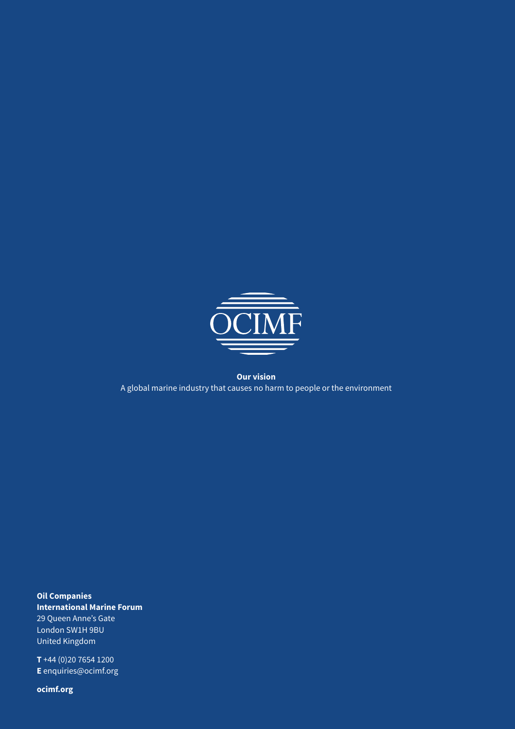OCIMF

**Our vision**
A global marine industry that causes no harm to people or the environment

**Oil Companies**
**International Marine Forum**
29 Queen Anne's Gate
London SW1H 9BU
United Kingdom

**T** +44 (0)20 7654 1200
**E** enquiries@ocimf.org

**ocimf.org**